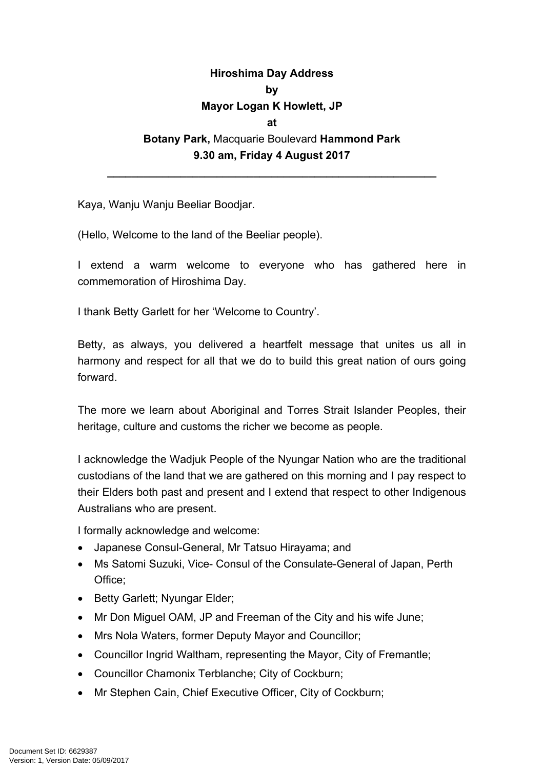**Hiroshima Day Address**

**by**

**Mayor Logan K Howlett, JP**

**at**

**Botany Park,** Macquarie Boulevard **Hammond Park**

**9.30 am, Friday 4 August 2017**

---

Kaya, Wanju Wanju Beeliar Boodjar.

(Hello, Welcome to the land of the Beeliar people).

I extend a warm welcome to everyone who has gathered here in commemoration of Hiroshima Day.

I thank Betty Garlett for her 'Welcome to Country'.

Betty, as always, you delivered a heartfelt message that unites us all in harmony and respect for all that we do to build this great nation of ours going forward.

The more we learn about Aboriginal and Torres Strait Islander Peoples, their heritage, culture and customs the richer we become as people.

I acknowledge the Wadjuk People of the Nyungar Nation who are the traditional custodians of the land that we are gathered on this morning and I pay respect to their Elders both past and present and I extend that respect to other Indigenous Australians who are present.

I formally acknowledge and welcome:

- Japanese Consul-General, Mr Tatsuo Hirayama; and
- Ms Satomi Suzuki, Vice- Consul of the Consulate-General of Japan, Perth Office;
- Betty Garlett; Nyungar Elder;
- Mr Don Miguel OAM, JP and Freeman of the City and his wife June;
- Mrs Nola Waters, former Deputy Mayor and Councillor;
- Councillor Ingrid Waltham, representing the Mayor, City of Fremantle;
- Councillor Chamonix Terblanche; City of Cockburn;
- Mr Stephen Cain, Chief Executive Officer, City of Cockburn;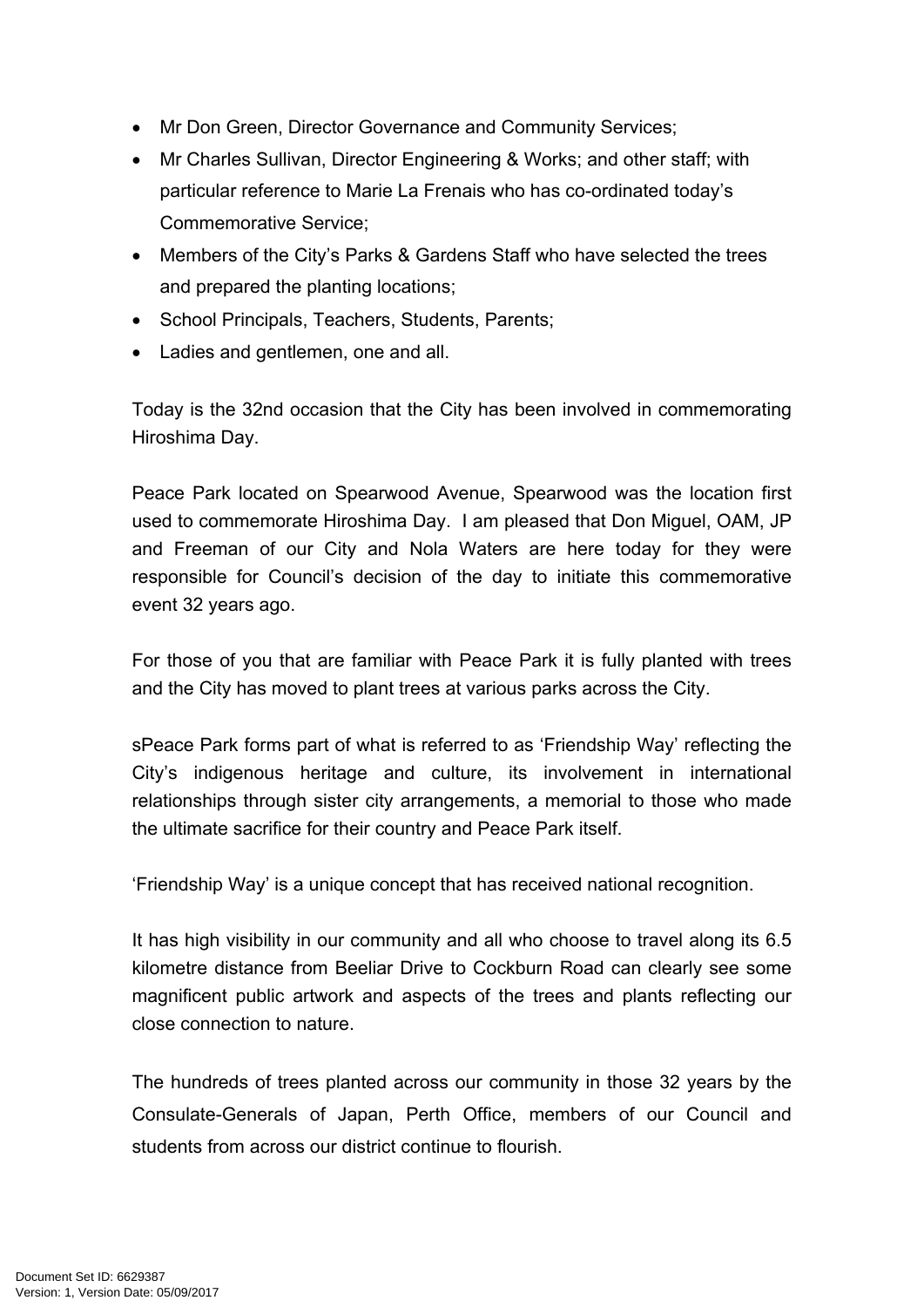- Mr Don Green, Director Governance and Community Services;
- Mr Charles Sullivan, Director Engineering & Works; and other staff; with particular reference to Marie La Frenais who has co-ordinated today's Commemorative Service;
- Members of the City's Parks & Gardens Staff who have selected the trees and prepared the planting locations;
- School Principals, Teachers, Students, Parents;
- Ladies and gentlemen, one and all.

Today is the 32nd occasion that the City has been involved in commemorating Hiroshima Day.

Peace Park located on Spearwood Avenue, Spearwood was the location first used to commemorate Hiroshima Day. I am pleased that Don Miguel, OAM, JP and Freeman of our City and Nola Waters are here today for they were responsible for Council's decision of the day to initiate this commemorative event 32 years ago.

For those of you that are familiar with Peace Park it is fully planted with trees and the City has moved to plant trees at various parks across the City.

sPeace Park forms part of what is referred to as 'Friendship Way' reflecting the City's indigenous heritage and culture, its involvement in international relationships through sister city arrangements, a memorial to those who made the ultimate sacrifice for their country and Peace Park itself.

'Friendship Way' is a unique concept that has received national recognition.

It has high visibility in our community and all who choose to travel along its 6.5 kilometre distance from Beeliar Drive to Cockburn Road can clearly see some magnificent public artwork and aspects of the trees and plants reflecting our close connection to nature.

The hundreds of trees planted across our community in those 32 years by the Consulate-Generals of Japan, Perth Office, members of our Council and students from across our district continue to flourish.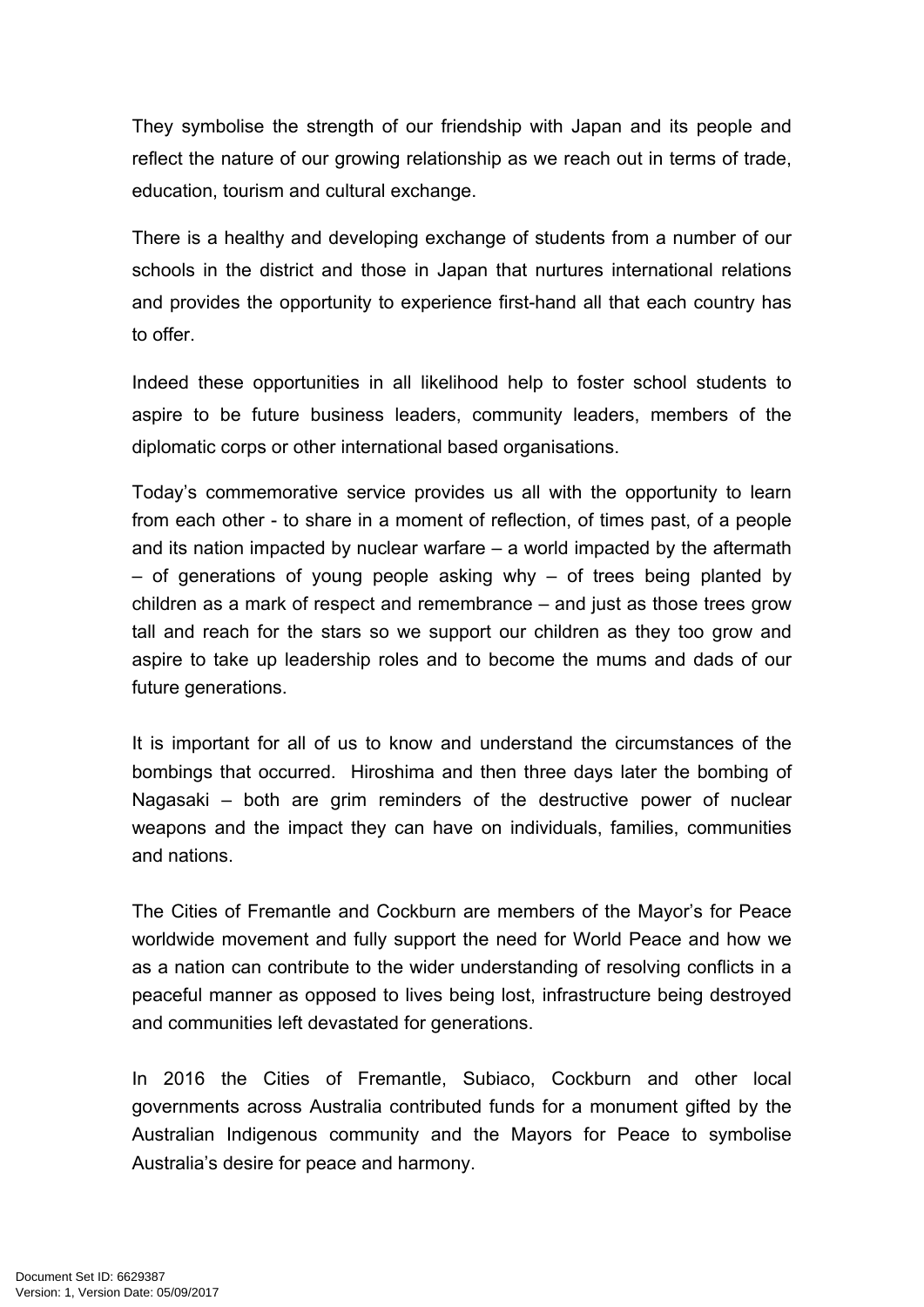They symbolise the strength of our friendship with Japan and its people and reflect the nature of our growing relationship as we reach out in terms of trade, education, tourism and cultural exchange.

There is a healthy and developing exchange of students from a number of our schools in the district and those in Japan that nurtures international relations and provides the opportunity to experience first-hand all that each country has to offer.

Indeed these opportunities in all likelihood help to foster school students to aspire to be future business leaders, community leaders, members of the diplomatic corps or other international based organisations.

Today's commemorative service provides us all with the opportunity to learn from each other - to share in a moment of reflection, of times past, of a people and its nation impacted by nuclear warfare – a world impacted by the aftermath – of generations of young people asking why – of trees being planted by children as a mark of respect and remembrance – and just as those trees grow tall and reach for the stars so we support our children as they too grow and aspire to take up leadership roles and to become the mums and dads of our future generations.

It is important for all of us to know and understand the circumstances of the bombings that occurred. Hiroshima and then three days later the bombing of Nagasaki – both are grim reminders of the destructive power of nuclear weapons and the impact they can have on individuals, families, communities and nations.

The Cities of Fremantle and Cockburn are members of the Mayor's for Peace worldwide movement and fully support the need for World Peace and how we as a nation can contribute to the wider understanding of resolving conflicts in a peaceful manner as opposed to lives being lost, infrastructure being destroyed and communities left devastated for generations.

In 2016 the Cities of Fremantle, Subiaco, Cockburn and other local governments across Australia contributed funds for a monument gifted by the Australian Indigenous community and the Mayors for Peace to symbolise Australia's desire for peace and harmony.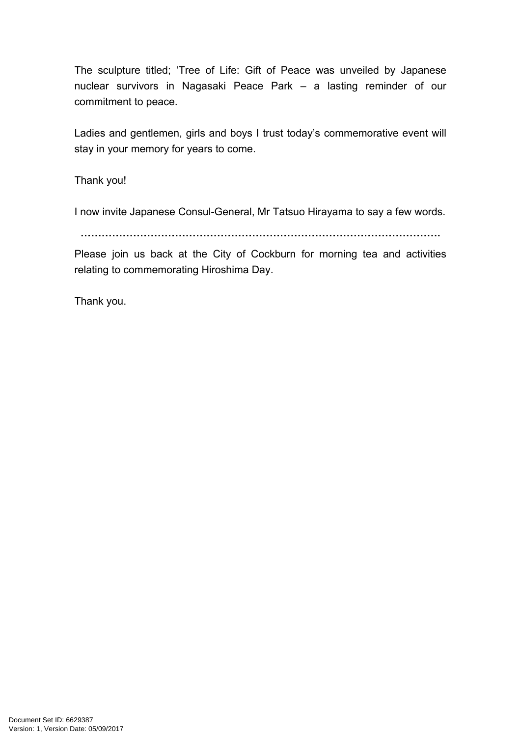The sculpture titled; 'Tree of Life: Gift of Peace was unveiled by Japanese nuclear survivors in Nagasaki Peace Park – a lasting reminder of our commitment to peace.

Ladies and gentlemen, girls and boys I trust today's commemorative event will stay in your memory for years to come.

Thank you!

I now invite Japanese Consul-General, Mr Tatsuo Hirayama to say a few words.

……………………………………………………………………………………………

Please join us back at the City of Cockburn for morning tea and activities relating to commemorating Hiroshima Day.

Thank you.